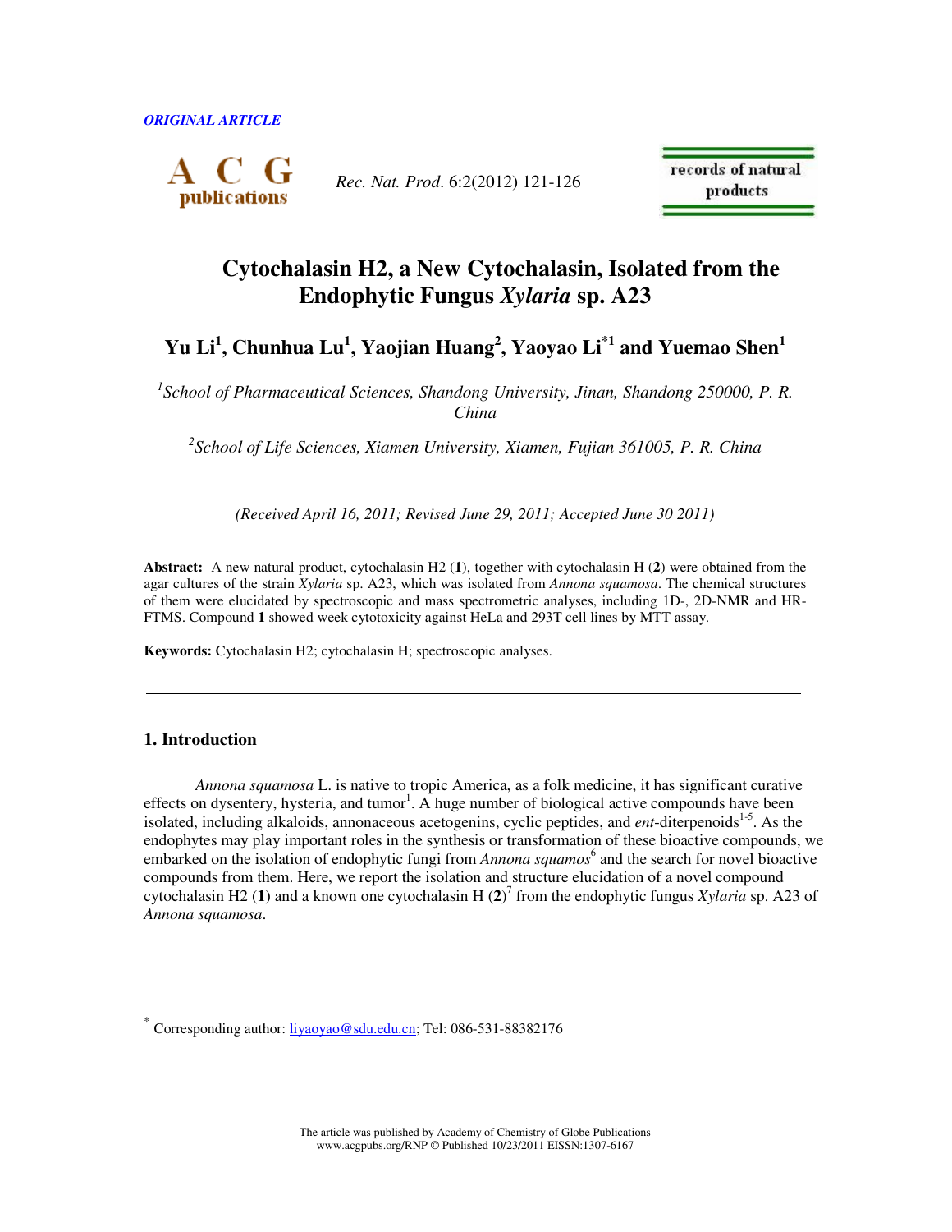ORIGINAL ARTICLE

# Cytochalasin H2, a New Cytochalasin, Isolated from the Endophytic Fungus *Xylaria* sp. A23

**Yu Li[1], Chunhua Lu[1], Yaojian Huang[2], Yaoyao Li[*1] and Yuemao Shen[1]**

[1]*School of Pharmaceutical Sciences, Shandong University, Jinan, Shandong 250000, P. R. China*

[2]*School of Life Sciences, Xiamen University, Xiamen, Fujian 361005, P. R. China*

*(Received April 16, 2011; Revised June 29, 2011; Accepted June 30 2011)*

---

**Abstract:** A new natural product, cytochalasin H2 (**1**), together with cytochalasin H (**2**) were obtained from the agar cultures of the strain *Xylaria* sp. A23, which was isolated from *Annona squamosa*. The chemical structures of them were elucidated by spectroscopic and mass spectrometric analyses, including 1D-, 2D-NMR and HR-FTMS. Compound **1** showed week cytotoxicity against HeLa and 293T cell lines by MTT assay.

**Keywords:** Cytochalasin H2; cytochalasin H; spectroscopic analyses.

---

## 1. Introduction

*Annona squamosa* L. is native to tropic America, as a folk medicine, it has significant curative effects on dysentery, hysteria, and tumor[1]. A huge number of biological active compounds have been isolated, including alkaloids, annonaceous acetogenins, cyclic peptides, and *ent*-diterpenoids[1-5]. As the endophytes may play important roles in the synthesis or transformation of these bioactive compounds, we embarked on the isolation of endophytic fungi from *Annona squamos*[6] and the search for novel bioactive compounds from them. Here, we report the isolation and structure elucidation of a novel compound cytochalasin H2 (**1**) and a known one cytochalasin H (**2**)[7] from the endophytic fungus *Xylaria* sp. A23 of *Annona squamosa*.

---

[*] Corresponding author: liyaoyao@sdu.edu.cn; Tel: 086-531-88382176

The article was published by Academy of Chemistry of Globe Publications
www.acgpubs.org/RNP © Published 10/23/2011 EISSN:1307-6167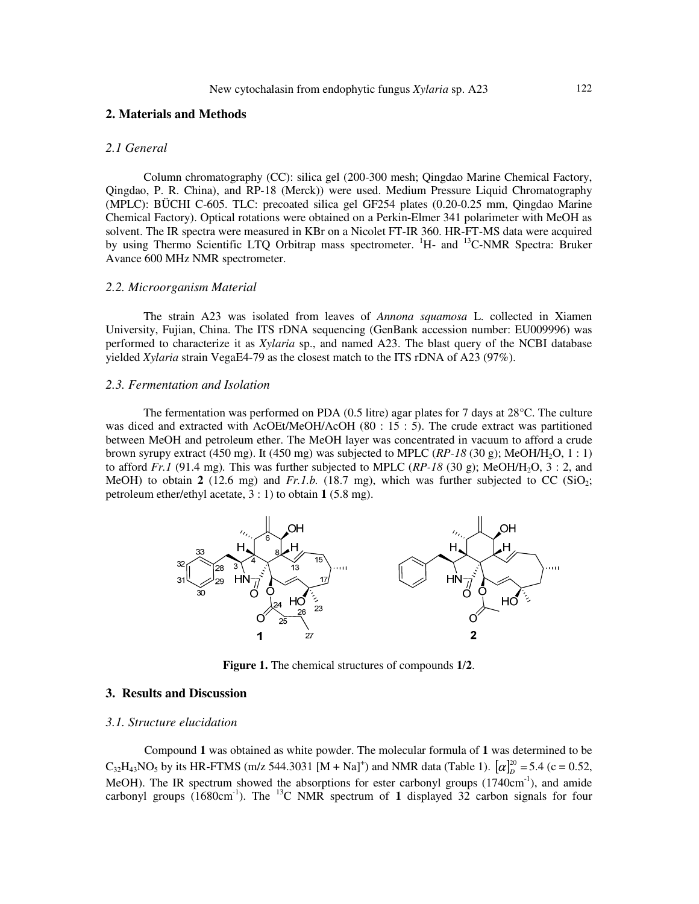## 2. Materials and Methods

### 2.1 General

Column chromatography (CC): silica gel (200-300 mesh; Qingdao Marine Chemical Factory, Qingdao, P. R. China), and RP-18 (Merck)) were used. Medium Pressure Liquid Chromatography (MPLC): BÜCHI C-605. TLC: precoated silica gel GF254 plates (0.20-0.25 mm, Qingdao Marine Chemical Factory). Optical rotations were obtained on a Perkin-Elmer 341 polarimeter with MeOH as solvent. The IR spectra were measured in KBr on a Nicolet FT-IR 360. HR-FT-MS data were acquired by using Thermo Scientific LTQ Orbitrap mass spectrometer. $^1$H- and $^{13}$C-NMR Spectra: Bruker Avance 600 MHz NMR spectrometer.

### 2.2. Microorganism Material

The strain A23 was isolated from leaves of *Annona squamosa* L. collected in Xiamen University, Fujian, China. The ITS rDNA sequencing (GenBank accession number: EU009996) was performed to characterize it as *Xylaria* sp., and named A23. The blast query of the NCBI database yielded *Xylaria* strain VegaE4-79 as the closest match to the ITS rDNA of A23 (97%).

### 2.3. Fermentation and Isolation

The fermentation was performed on PDA (0.5 litre) agar plates for 7 days at 28°C. The culture was diced and extracted with AcOEt/MeOH/AcOH (80 : 15 : 5). The crude extract was partitioned between MeOH and petroleum ether. The MeOH layer was concentrated in vacuum to afford a crude brown syrupy extract (450 mg). It (450 mg) was subjected to MPLC (*RP-18* (30 g); MeOH/$H_2O$, 1 : 1) to afford *Fr.1* (91.4 mg). This was further subjected to MPLC (*RP-18* (30 g); MeOH/$H_2O$, 3 : 2, and MeOH) to obtain **2** (12.6 mg) and *Fr.1.b.* (18.7 mg), which was further subjected to CC ($SiO_2$; petroleum ether/ethyl acetate, 3 : 1) to obtain **1** (5.8 mg).

**Figure 1.** The chemical structures of compounds **1**/**2**.

## 3. Results and Discussion

### 3.1. Structure elucidation

Compound **1** was obtained as white powder. The molecular formula of **1** was determined to be $C_{32}H_{43}NO_5$ by its HR-FTMS (m/z 544.3031 $[M + Na]^+$) and NMR data (Table 1). $[\alpha]_D^{20} = 5.4$ (c = 0.52, MeOH). The IR spectrum showed the absorptions for ester carbonyl groups (1740cm$^{-1}$), and amide carbonyl groups (1680cm$^{-1}$). The $^{13}$C NMR spectrum of **1** displayed 32 carbon signals for four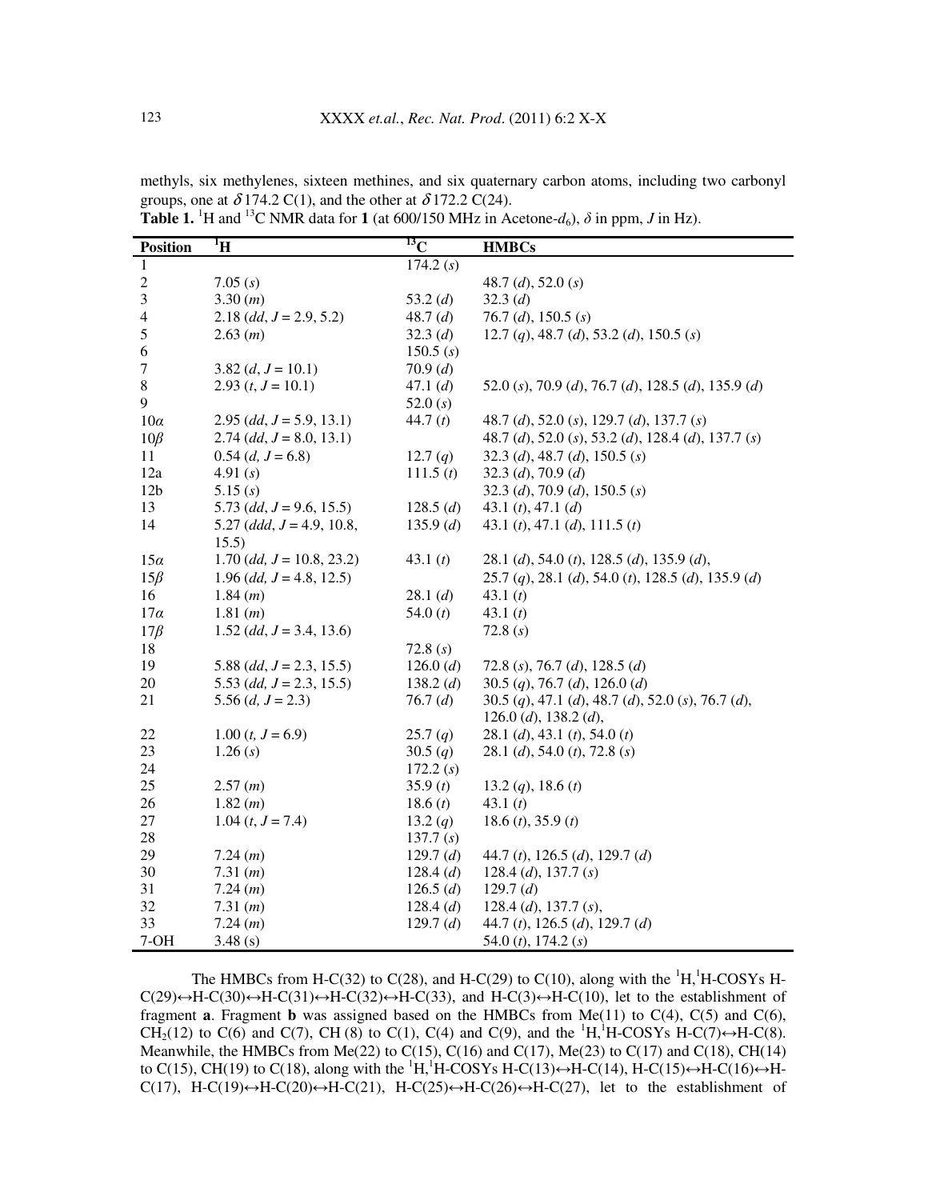methyls, six methylenes, sixteen methines, and six quaternary carbon atoms, including two carbonyl groups, one at $\delta$ 174.2 C(1), and the other at $\delta$ 172.2 C(24).

**Table 1.** $^1$H and $^{13}$C NMR data for **1** (at 600/150 MHz in Acetone-$d_6$), $\delta$ in ppm, $J$ in Hz).

| Position | $^1$H | $^{13}$C | HMBCs |
|---|---|---|---|
| 1 | | 174.2 (*s*) | |
| 2 | 7.05 (*s*) | | 48.7 (*d*), 52.0 (*s*) |
| 3 | 3.30 (*m*) | 53.2 (*d*) | 32.3 (*d*) |
| 4 | 2.18 (*dd*, $J$ = 2.9, 5.2) | 48.7 (*d*) | 76.7 (*d*), 150.5 (*s*) |
| 5 | 2.63 (*m*) | 32.3 (*d*) | 12.7 (*q*), 48.7 (*d*), 53.2 (*d*), 150.5 (*s*) |
| 6 | | 150.5 (*s*) | |
| 7 | 3.82 (*d*, $J$ = 10.1) | 70.9 (*d*) | |
| 8 | 2.93 (*t*, $J$ = 10.1) | 47.1 (*d*) | 52.0 (*s*), 70.9 (*d*), 76.7 (*d*), 128.5 (*d*), 135.9 (*d*) |
| 9 | | 52.0 (*s*) | |
| 10$\alpha$ | 2.95 (*dd*, $J$ = 5.9, 13.1) | 44.7 (*t*) | 48.7 (*d*), 52.0 (*s*), 129.7 (*d*), 137.7 (*s*) |
| 10$\beta$ | 2.74 (*dd*, $J$ = 8.0, 13.1) | | 48.7 (*d*), 52.0 (*s*), 53.2 (*d*), 128.4 (*d*), 137.7 (*s*) |
| 11 | 0.54 (*d*, $J$ = 6.8) | 12.7 (*q*) | 32.3 (*d*), 48.7 (*d*), 150.5 (*s*) |
| 12a | 4.91 (*s*) | 111.5 (*t*) | 32.3 (*d*), 70.9 (*d*) |
| 12b | 5.15 (*s*) | | 32.3 (*d*), 70.9 (*d*), 150.5 (*s*) |
| 13 | 5.73 (*dd*, $J$ = 9.6, 15.5) | 128.5 (*d*) | 43.1 (*t*), 47.1 (*d*) |
| 14 | 5.27 (*ddd*, $J$ = 4.9, 10.8, 15.5) | 135.9 (*d*) | 43.1 (*t*), 47.1 (*d*), 111.5 (*t*) |
| 15$\alpha$ | 1.70 (*dd*, $J$ = 10.8, 23.2) | 43.1 (*t*) | 28.1 (*d*), 54.0 (*t*), 128.5 (*d*), 135.9 (*d*), |
| 15$\beta$ | 1.96 (*dd*, $J$ = 4.8, 12.5) | | 25.7 (*q*), 28.1 (*d*), 54.0 (*t*), 128.5 (*d*), 135.9 (*d*) |
| 16 | 1.84 (*m*) | 28.1 (*d*) | 43.1 (*t*) |
| 17$\alpha$ | 1.81 (*m*) | 54.0 (*t*) | 43.1 (*t*) |
| 17$\beta$ | 1.52 (*dd*, $J$ = 3.4, 13.6) | | 72.8 (*s*) |
| 18 | | 72.8 (*s*) | |
| 19 | 5.88 (*dd*, $J$ = 2.3, 15.5) | 126.0 (*d*) | 72.8 (*s*), 76.7 (*d*), 128.5 (*d*) |
| 20 | 5.53 (*dd*, $J$ = 2.3, 15.5) | 138.2 (*d*) | 30.5 (*q*), 76.7 (*d*), 126.0 (*d*) |
| 21 | 5.56 (*d*, $J$ = 2.3) | 76.7 (*d*) | 30.5 (*q*), 47.1 (*d*), 48.7 (*d*), 52.0 (*s*), 76.7 (*d*), 126.0 (*d*), 138.2 (*d*), |
| 22 | 1.00 (*t*, $J$ = 6.9) | 25.7 (*q*) | 28.1 (*d*), 43.1 (*t*), 54.0 (*t*) |
| 23 | 1.26 (*s*) | 30.5 (*q*) | 28.1 (*d*), 54.0 (*t*), 72.8 (*s*) |
| 24 | | 172.2 (*s*) | |
| 25 | 2.57 (*m*) | 35.9 (*t*) | 13.2 (*q*), 18.6 (*t*) |
| 26 | 1.82 (*m*) | 18.6 (*t*) | 43.1 (*t*) |
| 27 | 1.04 (*t*, $J$ = 7.4) | 13.2 (*q*) | 18.6 (*t*), 35.9 (*t*) |
| 28 | | 137.7 (*s*) | |
| 29 | 7.24 (*m*) | 129.7 (*d*) | 44.7 (*t*), 126.5 (*d*), 129.7 (*d*) |
| 30 | 7.31 (*m*) | 128.4 (*d*) | 128.4 (*d*), 137.7 (*s*) |
| 31 | 7.24 (*m*) | 126.5 (*d*) | 129.7 (*d*) |
| 32 | 7.31 (*m*) | 128.4 (*d*) | 128.4 (*d*), 137.7 (*s*), |
| 33 | 7.24 (*m*) | 129.7 (*d*) | 44.7 (*t*), 126.5 (*d*), 129.7 (*d*) |
| 7-OH | 3.48 (s) | | 54.0 (*t*), 174.2 (*s*) |

The HMBCs from H-C(32) to C(28), and H-C(29) to C(10), along with the $^1$H,$^1$H-COSYs H-C(29)↔H-C(30)↔H-C(31)↔H-C(32)↔H-C(33), and H-C(3)↔H-C(10), let to the establishment of fragment **a**. Fragment **b** was assigned based on the HMBCs from Me(11) to C(4), C(5) and C(6), $CH_2$(12) to C(6) and C(7), CH (8) to C(1), C(4) and C(9), and the $^1$H,$^1$H-COSYs H-C(7)↔H-C(8). Meanwhile, the HMBCs from Me(22) to C(15), C(16) and C(17), Me(23) to C(17) and C(18), CH(14) to C(15), CH(19) to C(18), along with the $^1$H,$^1$H-COSYs H-C(13)↔H-C(14), H-C(15)↔H-C(16)↔H-C(17), H-C(19)↔H-C(20)↔H-C(21), H-C(25)↔H-C(26)↔H-C(27), let to the establishment of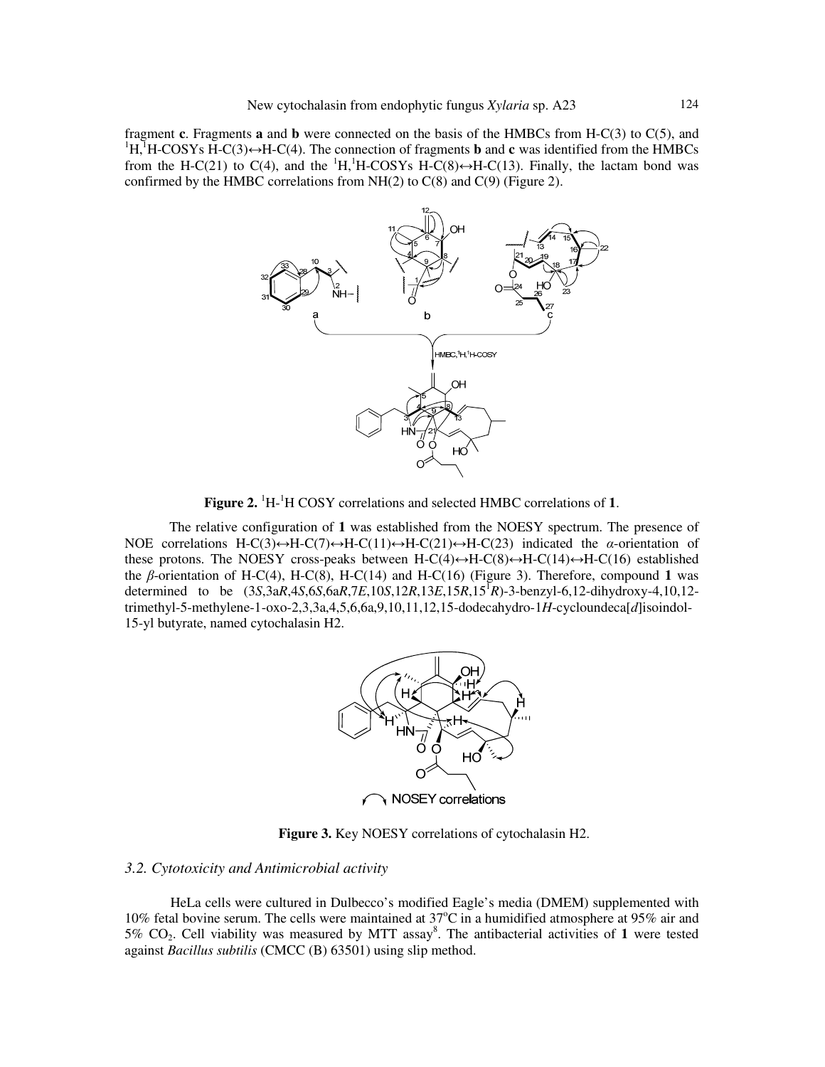fragment **c**. Fragments **a** and **b** were connected on the basis of the HMBCs from H-C(3) to C(5), and $^{1}H,^{1}H$-COSYs H-C(3)↔H-C(4). The connection of fragments **b** and **c** was identified from the HMBCs from the H-C(21) to C(4), and the $^{1}H,^{1}H$-COSYs H-C(8)↔H-C(13). Finally, the lactam bond was confirmed by the HMBC correlations from NH(2) to C(8) and C(9) (Figure 2).

**Figure 2.** $^{1}H$-$^{1}H$ COSY correlations and selected HMBC correlations of **1**.

The relative configuration of **1** was established from the NOESY spectrum. The presence of NOE correlations H-C(3)↔H-C(7)↔H-C(11)↔H-C(21)↔H-C(23) indicated the *α*-orientation of these protons. The NOESY cross-peaks between H-C(4)↔H-C(8)↔H-C(14)↔H-C(16) established the *β*-orientation of H-C(4), H-C(8), H-C(14) and H-C(16) (Figure 3). Therefore, compound **1** was determined to be (3*S*,3a*R*,4*S*,6*S*,6a*R*,7*E*,10*S*,12*R*,13*E*,15*R*,15$^{1}$*R*)-3-benzyl-6,12-dihydroxy-4,10,12-trimethyl-5-methylene-1-oxo-2,3,3a,4,5,6,6a,9,10,11,12,15-dodecahydro-1*H*-cycloundeca[*d*]isoindol-15-yl butyrate, named cytochalasin H2.

**Figure 3.** Key NOESY correlations of cytochalasin H2.

### 3.2. Cytotoxicity and Antimicrobial activity

HeLa cells were cultured in Dulbecco's modified Eagle's media (DMEM) supplemented with 10% fetal bovine serum. The cells were maintained at 37°C in a humidified atmosphere at 95% air and 5% $CO_2$. Cell viability was measured by MTT assay[8]. The antibacterial activities of **1** were tested against *Bacillus subtilis* (CMCC (B) 63501) using slip method.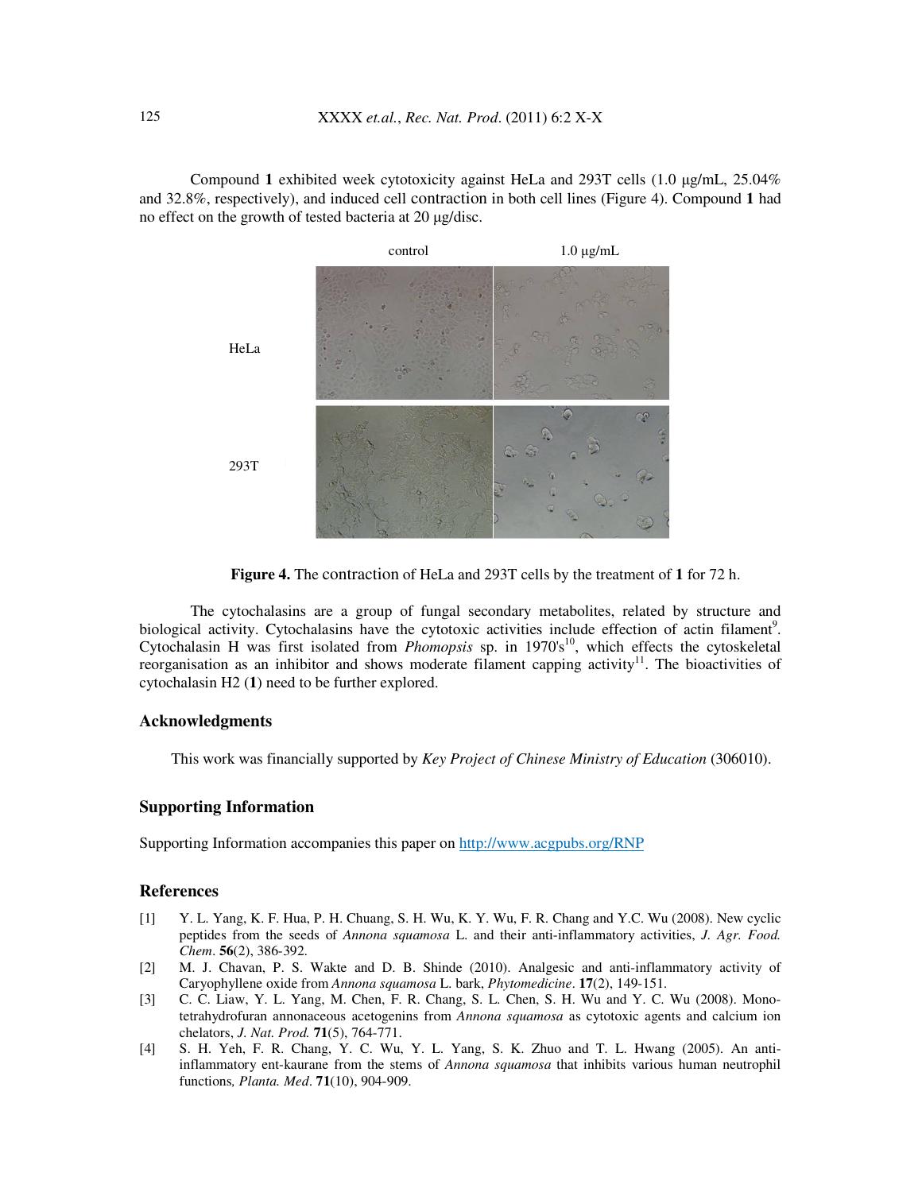Compound **1** exhibited week cytotoxicity against HeLa and 293T cells (1.0 μg/mL, 25.04% and 32.8%, respectively), and induced cell contraction in both cell lines (Figure 4). Compound **1** had no effect on the growth of tested bacteria at 20 μg/disc.

**Figure 4.** The contraction of HeLa and 293T cells by the treatment of **1** for 72 h.

The cytochalasins are a group of fungal secondary metabolites, related by structure and biological activity. Cytochalasins have the cytotoxic activities include effection of actin filament[9]. Cytochalasin H was first isolated from *Phomopsis* sp. in 1970's[10], which effects the cytoskeletal reorganisation as an inhibitor and shows moderate filament capping activity[11]. The bioactivities of cytochalasin H2 (**1**) need to be further explored.

## Acknowledgments

This work was financially supported by *Key Project of Chinese Ministry of Education* (306010).

## Supporting Information

Supporting Information accompanies this paper on http://www.acgpubs.org/RNP

## References

[1] Y. L. Yang, K. F. Hua, P. H. Chuang, S. H. Wu, K. Y. Wu, F. R. Chang and Y.C. Wu (2008). New cyclic peptides from the seeds of *Annona squamosa* L. and their anti-inflammatory activities, *J. Agr. Food. Chem*. **56**(2), 386-392.

[2] M. J. Chavan, P. S. Wakte and D. B. Shinde (2010). Analgesic and anti-inflammatory activity of Caryophyllene oxide from *Annona squamosa* L. bark, *Phytomedicine*. **17**(2), 149-151.

[3] C. C. Liaw, Y. L. Yang, M. Chen, F. R. Chang, S. L. Chen, S. H. Wu and Y. C. Wu (2008). Mono-tetrahydrofuran annonaceous acetogenins from *Annona squamosa* as cytotoxic agents and calcium ion chelators, *J. Nat. Prod.* **71**(5), 764-771.

[4] S. H. Yeh, F. R. Chang, Y. C. Wu, Y. L. Yang, S. K. Zhuo and T. L. Hwang (2005). An anti-inflammatory ent-kaurane from the stems of *Annona squamosa* that inhibits various human neutrophil functions*, Planta. Med*. **71**(10), 904-909.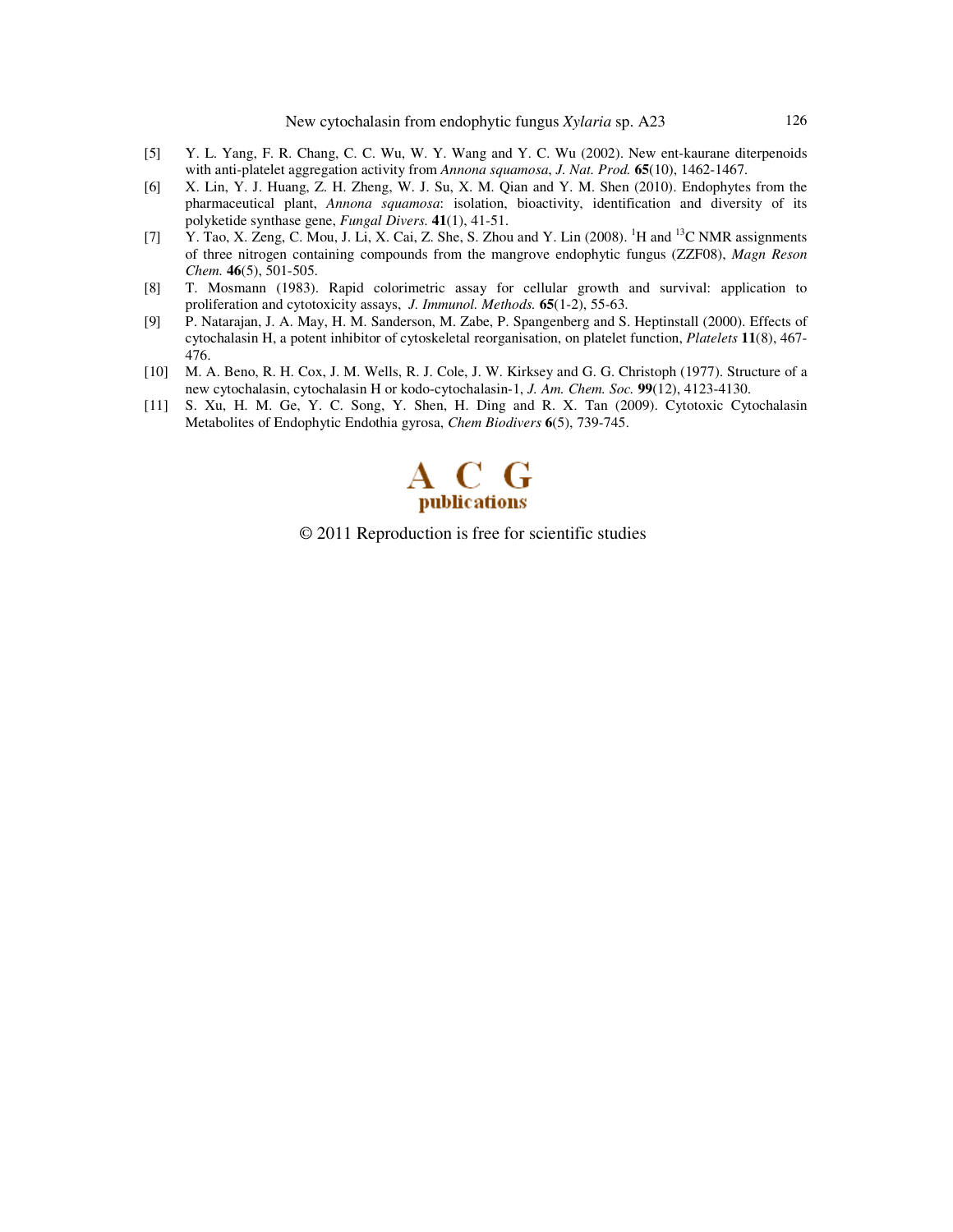[5] Y. L. Yang, F. R. Chang, C. C. Wu, W. Y. Wang and Y. C. Wu (2002). New ent-kaurane diterpenoids with anti-platelet aggregation activity from *Annona squamosa*, *J. Nat. Prod.* **65**(10), 1462-1467.

[6] X. Lin, Y. J. Huang, Z. H. Zheng, W. J. Su, X. M. Qian and Y. M. Shen (2010). Endophytes from the pharmaceutical plant, *Annona squamosa*: isolation, bioactivity, identification and diversity of its polyketide synthase gene, *Fungal Divers.* **41**(1), 41-51.

[7] Y. Tao, X. Zeng, C. Mou, J. Li, X. Cai, Z. She, S. Zhou and Y. Lin (2008). $^{1}$H and $^{13}$C NMR assignments of three nitrogen containing compounds from the mangrove endophytic fungus (ZZF08), *Magn Reson Chem.* **46**(5), 501-505.

[8] T. Mosmann (1983). Rapid colorimetric assay for cellular growth and survival: application to proliferation and cytotoxicity assays, *J. Immunol. Methods.* **65**(1-2), 55-63.

[9] P. Natarajan, J. A. May, H. M. Sanderson, M. Zabe, P. Spangenberg and S. Heptinstall (2000). Effects of cytochalasin H, a potent inhibitor of cytoskeletal reorganisation, on platelet function, *Platelets* **11**(8), 467-476.

[10] M. A. Beno, R. H. Cox, J. M. Wells, R. J. Cole, J. W. Kirksey and G. G. Christoph (1977). Structure of a new cytochalasin, cytochalasin H or kodo-cytochalasin-1, *J. Am. Chem. Soc.* **99**(12), 4123-4130.

[11] S. Xu, H. M. Ge, Y. C. Song, Y. Shen, H. Ding and R. X. Tan (2009). Cytotoxic Cytochalasin Metabolites of Endophytic Endothia gyrosa, *Chem Biodivers* **6**(5), 739-745.

A C G publications

© 2011 Reproduction is free for scientific studies